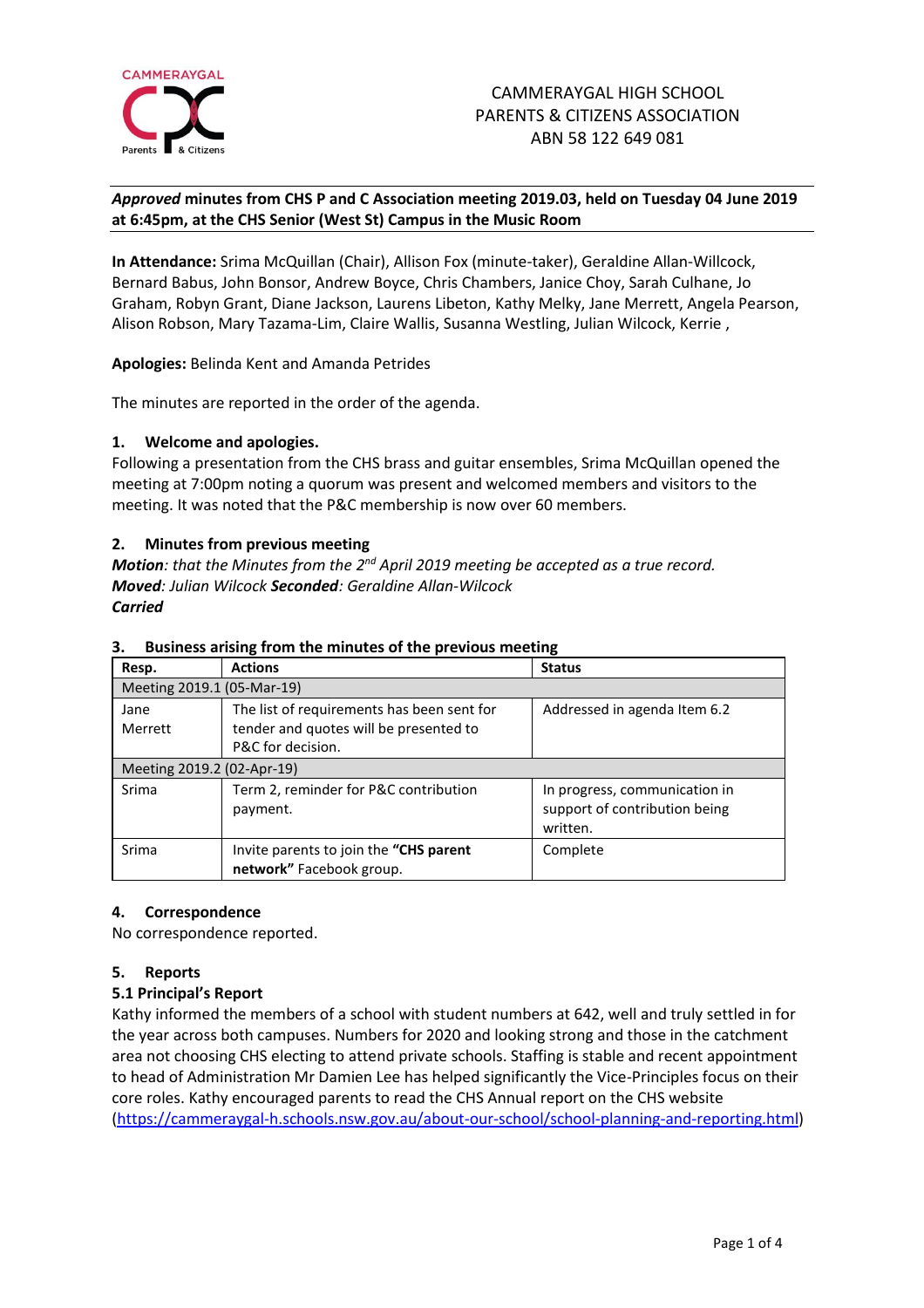CAMMERAYGAL HIGH SCHOOL
PARENTS & CITIZENS ASSOCIATION
ABN 58 122 649 081

***Approved* minutes from CHS P and C Association meeting 2019.03, held on Tuesday 04 June 2019 at 6:45pm, at the CHS Senior (West St) Campus in the Music Room**

**In Attendance:** Srima McQuillan (Chair), Allison Fox (minute-taker), Geraldine Allan-Willcock, Bernard Babus, John Bonsor, Andrew Boyce, Chris Chambers, Janice Choy, Sarah Culhane, Jo Graham, Robyn Grant, Diane Jackson, Laurens Libeton, Kathy Melky, Jane Merrett, Angela Pearson, Alison Robson, Mary Tazama-Lim, Claire Wallis, Susanna Westling, Julian Wilcock, Kerrie ,

**Apologies:** Belinda Kent and Amanda Petrides

The minutes are reported in the order of the agenda.

## 1. Welcome and apologies.

Following a presentation from the CHS brass and guitar ensembles, Srima McQuillan opened the meeting at 7:00pm noting a quorum was present and welcomed members and visitors to the meeting. It was noted that the P&C membership is now over 60 members.

## 2. Minutes from previous meeting

***Motion**: that the Minutes from the 2nd April 2019 meeting be accepted as a true record.*
***Moved**: Julian Wilcock **Seconded**: Geraldine Allan-Wilcock*
***Carried***

## 3. Business arising from the minutes of the previous meeting

| Resp. | Actions | Status |
|---|---|---|
| Meeting 2019.1 (05-Mar-19) | | |
| Jane Merrett | The list of requirements has been sent for tender and quotes will be presented to P&C for decision. | Addressed in agenda Item 6.2 |
| Meeting 2019.2 (02-Apr-19) | | |
| Srima | Term 2, reminder for P&C contribution payment. | In progress, communication in support of contribution being written. |
| Srima | Invite parents to join the **"CHS parent network"** Facebook group. | Complete |

## 4. Correspondence

No correspondence reported.

## 5. Reports

### 5.1 Principal's Report

Kathy informed the members of a school with student numbers at 642, well and truly settled in for the year across both campuses. Numbers for 2020 and looking strong and those in the catchment area not choosing CHS electing to attend private schools. Staffing is stable and recent appointment to head of Administration Mr Damien Lee has helped significantly the Vice-Principles focus on their core roles. Kathy encouraged parents to read the CHS Annual report on the CHS website (https://cammeraygal-h.schools.nsw.gov.au/about-our-school/school-planning-and-reporting.html)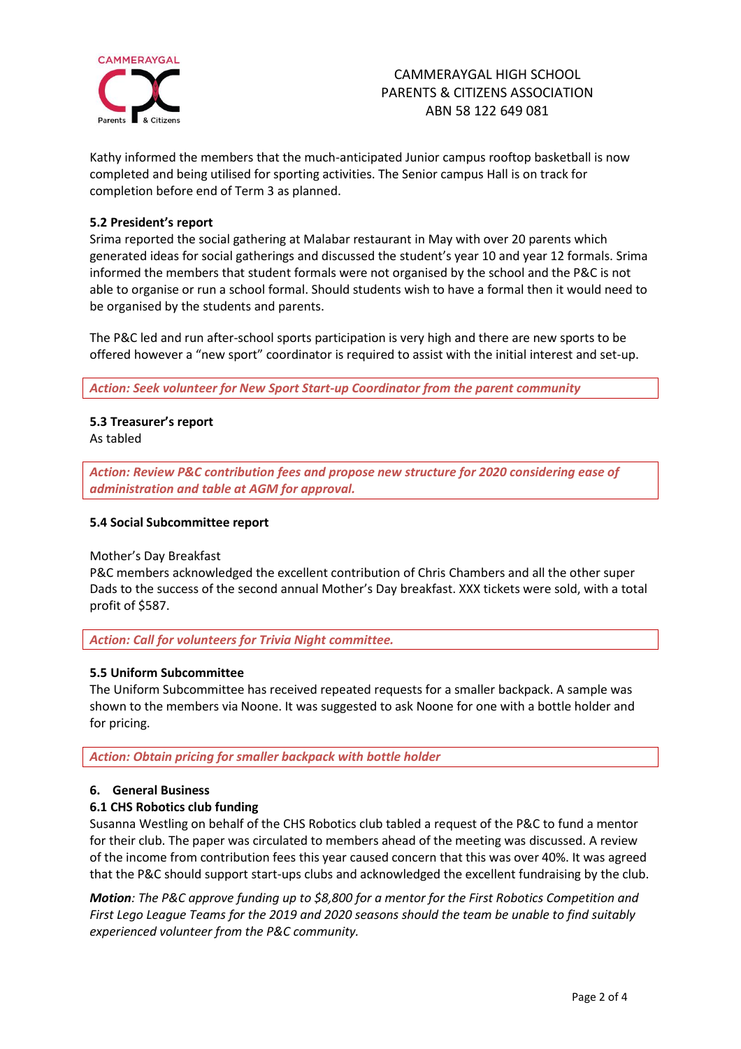Kathy informed the members that the much-anticipated Junior campus rooftop basketball is now completed and being utilised for sporting activities. The Senior campus Hall is on track for completion before end of Term 3 as planned.

**5.2 President's report**

Srima reported the social gathering at Malabar restaurant in May with over 20 parents which generated ideas for social gatherings and discussed the student's year 10 and year 12 formals. Srima informed the members that student formals were not organised by the school and the P&C is not able to organise or run a school formal. Should students wish to have a formal then it would need to be organised by the students and parents.

The P&C led and run after-school sports participation is very high and there are new sports to be offered however a "new sport" coordinator is required to assist with the initial interest and set-up.

***Action: Seek volunteer for New Sport Start-up Coordinator from the parent community***

**5.3 Treasurer's report**

As tabled

***Action: Review P&C contribution fees and propose new structure for 2020 considering ease of administration and table at AGM for approval.***

**5.4 Social Subcommittee report**

Mother's Day Breakfast

P&C members acknowledged the excellent contribution of Chris Chambers and all the other super Dads to the success of the second annual Mother's Day breakfast. XXX tickets were sold, with a total profit of $587.

***Action: Call for volunteers for Trivia Night committee.***

**5.5 Uniform Subcommittee**

The Uniform Subcommittee has received repeated requests for a smaller backpack. A sample was shown to the members via Noone. It was suggested to ask Noone for one with a bottle holder and for pricing.

***Action: Obtain pricing for smaller backpack with bottle holder***

**6. General Business**

**6.1 CHS Robotics club funding**

Susanna Westling on behalf of the CHS Robotics club tabled a request of the P&C to fund a mentor for their club. The paper was circulated to members ahead of the meeting was discussed. A review of the income from contribution fees this year caused concern that this was over 40%. It was agreed that the P&C should support start-ups clubs and acknowledged the excellent fundraising by the club.

***Motion****: The P&C approve funding up to $8,800 for a mentor for the First Robotics Competition and First Lego League Teams for the 2019 and 2020 seasons should the team be unable to find suitably experienced volunteer from the P&C community.*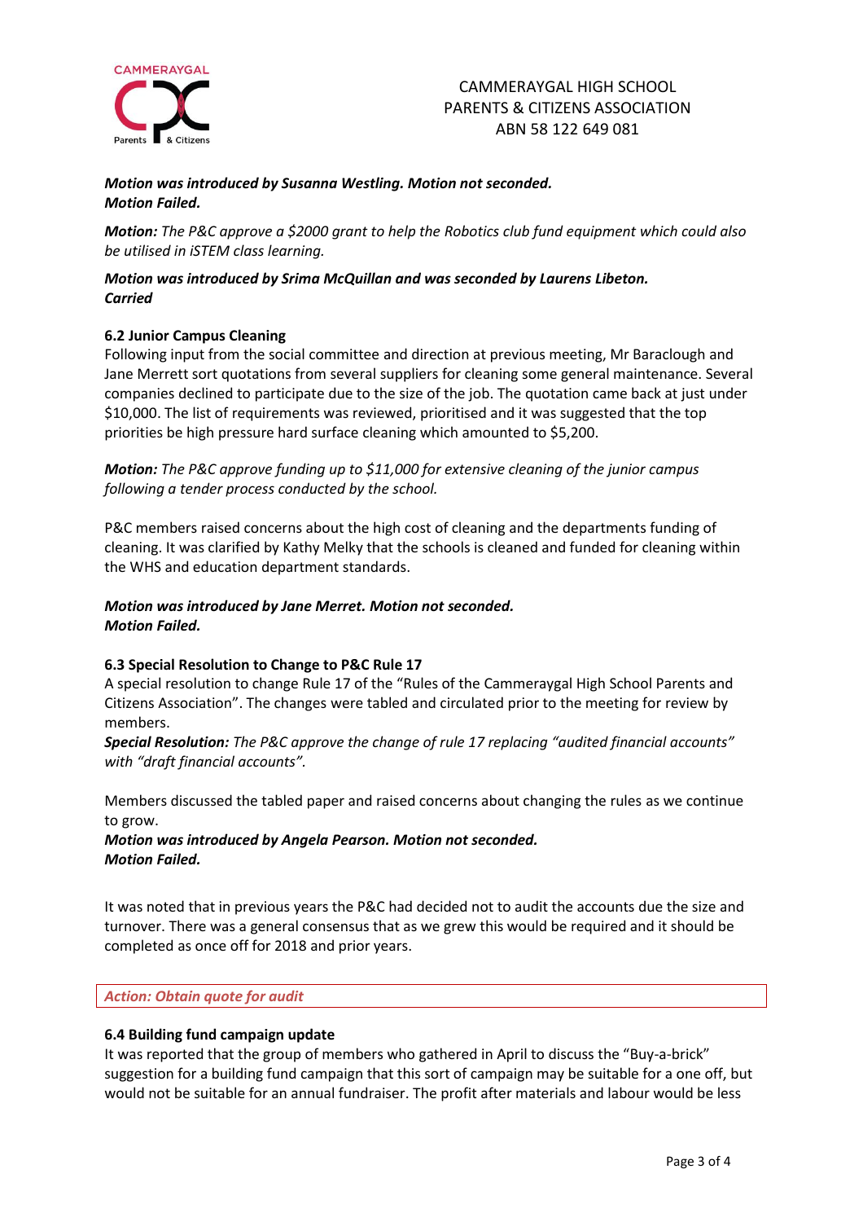*Motion was introduced by Susanna Westling. Motion not seconded.*
***Motion Failed.***

***Motion:*** *The P&C approve a $2000 grant to help the Robotics club fund equipment which could also be utilised in iSTEM class learning.*

***Motion was introduced by Srima McQuillan and was seconded by Laurens Libeton.***
***Carried***

**6.2 Junior Campus Cleaning**

Following input from the social committee and direction at previous meeting, Mr Baraclough and Jane Merrett sort quotations from several suppliers for cleaning some general maintenance. Several companies declined to participate due to the size of the job. The quotation came back at just under $10,000. The list of requirements was reviewed, prioritised and it was suggested that the top priorities be high pressure hard surface cleaning which amounted to $5,200.

***Motion:*** *The P&C approve funding up to $11,000 for extensive cleaning of the junior campus following a tender process conducted by the school.*

P&C members raised concerns about the high cost of cleaning and the departments funding of cleaning. It was clarified by Kathy Melky that the schools is cleaned and funded for cleaning within the WHS and education department standards.

***Motion was introduced by Jane Merret. Motion not seconded.***
***Motion Failed.***

**6.3 Special Resolution to Change to P&C Rule 17**

A special resolution to change Rule 17 of the "Rules of the Cammeraygal High School Parents and Citizens Association". The changes were tabled and circulated prior to the meeting for review by members.

***Special Resolution:*** *The P&C approve the change of rule 17 replacing "audited financial accounts" with "draft financial accounts".*

Members discussed the tabled paper and raised concerns about changing the rules as we continue to grow.

***Motion was introduced by Angela Pearson. Motion not seconded.***
***Motion Failed.***

It was noted that in previous years the P&C had decided not to audit the accounts due the size and turnover. There was a general consensus that as we grew this would be required and it should be completed as once off for 2018 and prior years.

*Action: Obtain quote for audit*

**6.4 Building fund campaign update**

It was reported that the group of members who gathered in April to discuss the "Buy-a-brick" suggestion for a building fund campaign that this sort of campaign may be suitable for a one off, but would not be suitable for an annual fundraiser. The profit after materials and labour would be less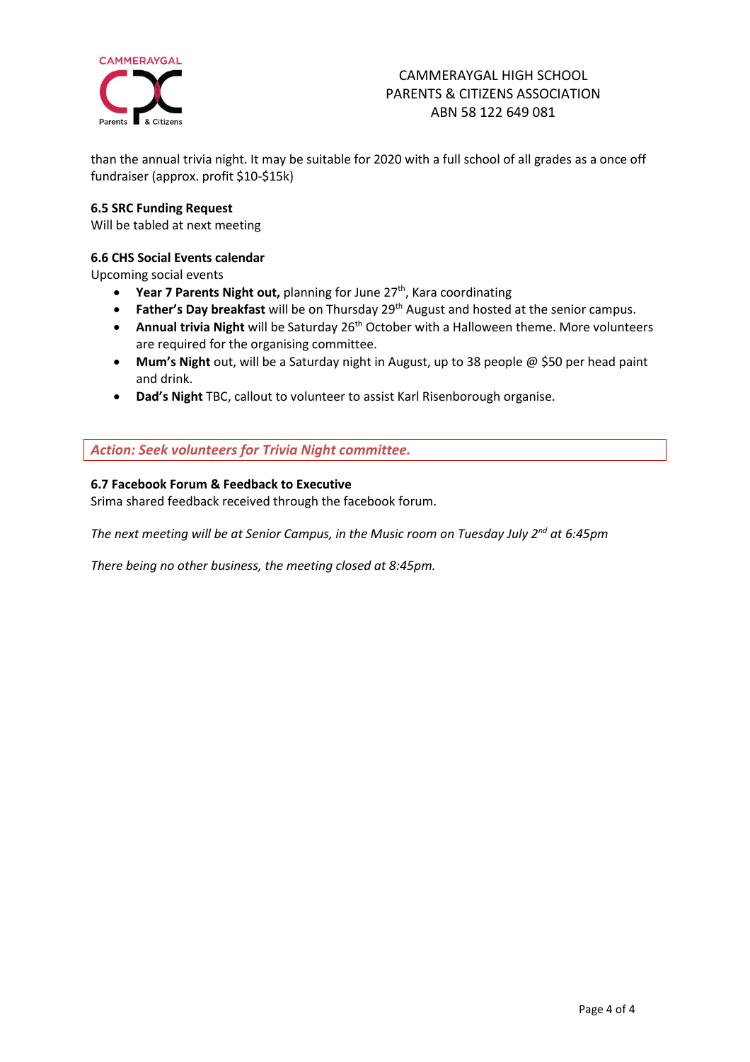than the annual trivia night. It may be suitable for 2020 with a full school of all grades as a once off fundraiser (approx. profit $10-$15k)

**6.5 SRC Funding Request**
Will be tabled at next meeting

**6.6 CHS Social Events calendar**
Upcoming social events

- **Year 7 Parents Night out,** planning for June 27th, Kara coordinating
- **Father's Day breakfast** will be on Thursday 29th August and hosted at the senior campus.
- **Annual trivia Night** will be Saturday 26th October with a Halloween theme. More volunteers are required for the organising committee.
- **Mum's Night** out, will be a Saturday night in August, up to 38 people @ $50 per head paint and drink.
- **Dad's Night** TBC, callout to volunteer to assist Karl Risenborough organise.

***Action: Seek volunteers for Trivia Night committee.***

**6.7 Facebook Forum & Feedback to Executive**
Srima shared feedback received through the facebook forum.

*The next meeting will be at Senior Campus, in the Music room on Tuesday July 2nd at 6:45pm*

*There being no other business, the meeting closed at 8:45pm.*